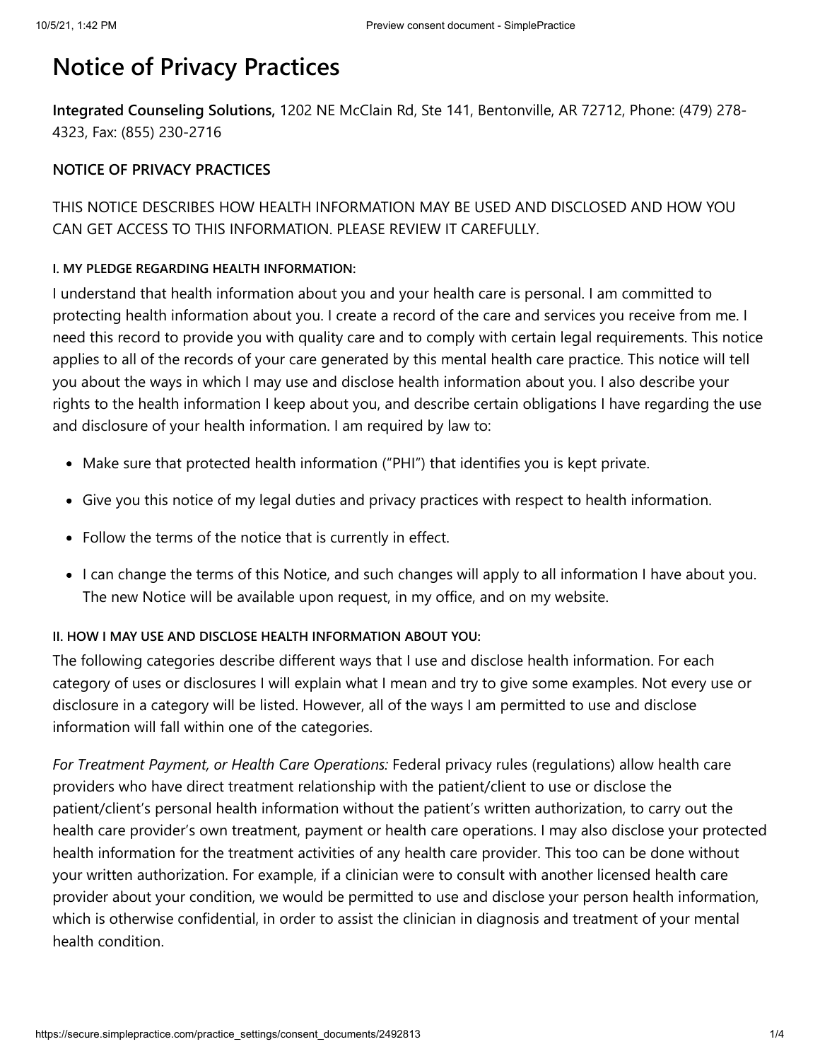# Notice of Privacy Practices

**Integrated Counseling Solutions,** 1202 NE McClain Rd, Ste 141, Bentonville, AR 72712, Phone: (479) 278-4323, Fax: (855) 230-2716

**NOTICE OF PRIVACY PRACTICES**

THIS NOTICE DESCRIBES HOW HEALTH INFORMATION MAY BE USED AND DISCLOSED AND HOW YOU CAN GET ACCESS TO THIS INFORMATION. PLEASE REVIEW IT CAREFULLY.

#### I. MY PLEDGE REGARDING HEALTH INFORMATION:

I understand that health information about you and your health care is personal. I am committed to protecting health information about you. I create a record of the care and services you receive from me. I need this record to provide you with quality care and to comply with certain legal requirements. This notice applies to all of the records of your care generated by this mental health care practice. This notice will tell you about the ways in which I may use and disclose health information about you. I also describe your rights to the health information I keep about you, and describe certain obligations I have regarding the use and disclosure of your health information. I am required by law to:

- Make sure that protected health information ("PHI") that identifies you is kept private.
- Give you this notice of my legal duties and privacy practices with respect to health information.
- Follow the terms of the notice that is currently in effect.
- I can change the terms of this Notice, and such changes will apply to all information I have about you. The new Notice will be available upon request, in my office, and on my website.

#### II. HOW I MAY USE AND DISCLOSE HEALTH INFORMATION ABOUT YOU:

The following categories describe different ways that I use and disclose health information. For each category of uses or disclosures I will explain what I mean and try to give some examples. Not every use or disclosure in a category will be listed. However, all of the ways I am permitted to use and disclose information will fall within one of the categories.

*For Treatment Payment, or Health Care Operations:* Federal privacy rules (regulations) allow health care providers who have direct treatment relationship with the patient/client to use or disclose the patient/client's personal health information without the patient's written authorization, to carry out the health care provider's own treatment, payment or health care operations. I may also disclose your protected health information for the treatment activities of any health care provider. This too can be done without your written authorization. For example, if a clinician were to consult with another licensed health care provider about your condition, we would be permitted to use and disclose your person health information, which is otherwise confidential, in order to assist the clinician in diagnosis and treatment of your mental health condition.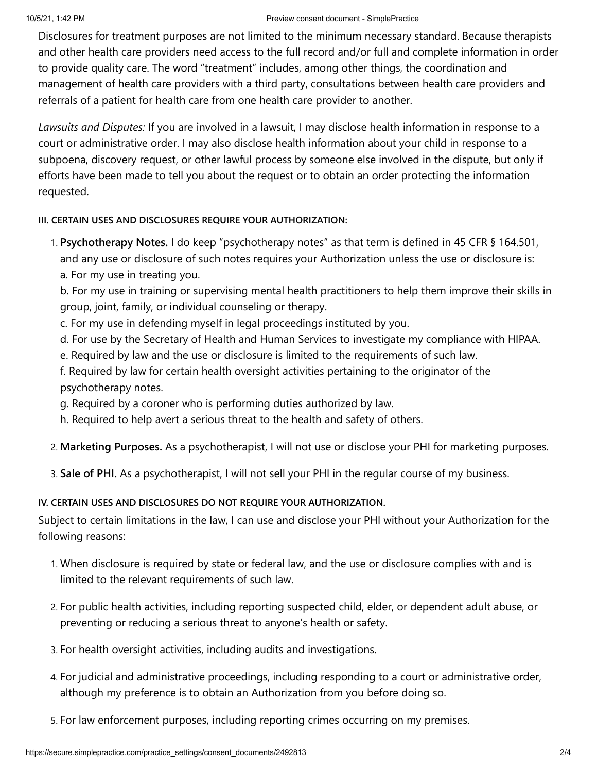Disclosures for treatment purposes are not limited to the minimum necessary standard. Because therapists and other health care providers need access to the full record and/or full and complete information in order to provide quality care. The word "treatment" includes, among other things, the coordination and management of health care providers with a third party, consultations between health care providers and referrals of a patient for health care from one health care provider to another.

*Lawsuits and Disputes:* If you are involved in a lawsuit, I may disclose health information in response to a court or administrative order. I may also disclose health information about your child in response to a subpoena, discovery request, or other lawful process by someone else involved in the dispute, but only if efforts have been made to tell you about the request or to obtain an order protecting the information requested.

#### III. CERTAIN USES AND DISCLOSURES REQUIRE YOUR AUTHORIZATION:

1. **Psychotherapy Notes.** I do keep "psychotherapy notes" as that term is defined in 45 CFR § 164.501, and any use or disclosure of such notes requires your Authorization unless the use or disclosure is:
   a. For my use in treating you.
   b. For my use in training or supervising mental health practitioners to help them improve their skills in group, joint, family, or individual counseling or therapy.
   c. For my use in defending myself in legal proceedings instituted by you.
   d. For use by the Secretary of Health and Human Services to investigate my compliance with HIPAA.
   e. Required by law and the use or disclosure is limited to the requirements of such law.
   f. Required by law for certain health oversight activities pertaining to the originator of the psychotherapy notes.
   g. Required by a coroner who is performing duties authorized by law.
   h. Required to help avert a serious threat to the health and safety of others.
2. **Marketing Purposes.** As a psychotherapist, I will not use or disclose your PHI for marketing purposes.
3. **Sale of PHI.** As a psychotherapist, I will not sell your PHI in the regular course of my business.

#### IV. CERTAIN USES AND DISCLOSURES DO NOT REQUIRE YOUR AUTHORIZATION.

Subject to certain limitations in the law, I can use and disclose your PHI without your Authorization for the following reasons:

1. When disclosure is required by state or federal law, and the use or disclosure complies with and is limited to the relevant requirements of such law.
2. For public health activities, including reporting suspected child, elder, or dependent adult abuse, or preventing or reducing a serious threat to anyone's health or safety.
3. For health oversight activities, including audits and investigations.
4. For judicial and administrative proceedings, including responding to a court or administrative order, although my preference is to obtain an Authorization from you before doing so.
5. For law enforcement purposes, including reporting crimes occurring on my premises.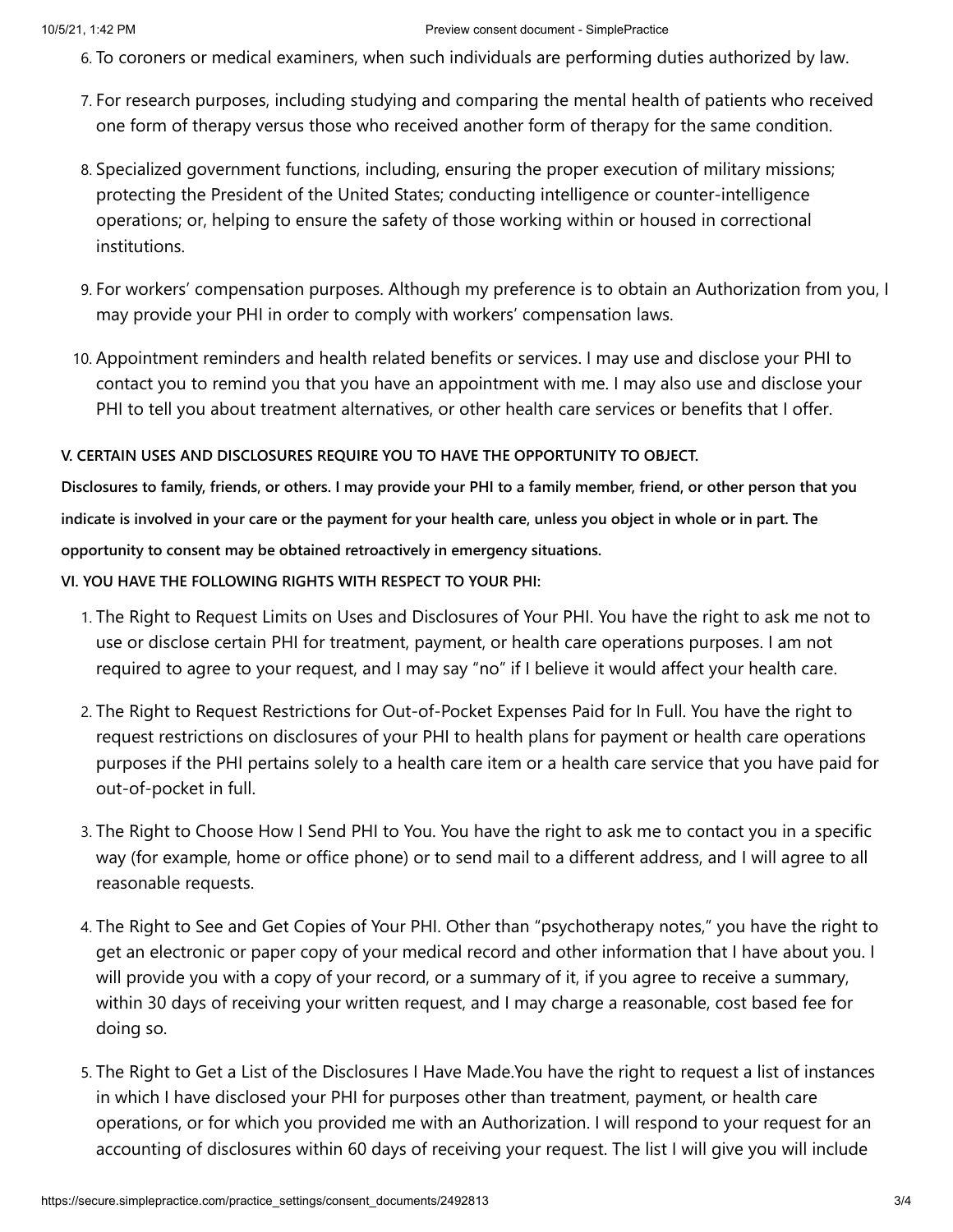6. To coroners or medical examiners, when such individuals are performing duties authorized by law.
7. For research purposes, including studying and comparing the mental health of patients who received one form of therapy versus those who received another form of therapy for the same condition.
8. Specialized government functions, including, ensuring the proper execution of military missions; protecting the President of the United States; conducting intelligence or counter-intelligence operations; or, helping to ensure the safety of those working within or housed in correctional institutions.
9. For workers' compensation purposes. Although my preference is to obtain an Authorization from you, I may provide your PHI in order to comply with workers' compensation laws.
10. Appointment reminders and health related benefits or services. I may use and disclose your PHI to contact you to remind you that you have an appointment with me. I may also use and disclose your PHI to tell you about treatment alternatives, or other health care services or benefits that I offer.

**V. CERTAIN USES AND DISCLOSURES REQUIRE YOU TO HAVE THE OPPORTUNITY TO OBJECT.**

**Disclosures to family, friends, or others. I may provide your PHI to a family member, friend, or other person that you indicate is involved in your care or the payment for your health care, unless you object in whole or in part. The opportunity to consent may be obtained retroactively in emergency situations.**

**VI. YOU HAVE THE FOLLOWING RIGHTS WITH RESPECT TO YOUR PHI:**

1. The Right to Request Limits on Uses and Disclosures of Your PHI. You have the right to ask me not to use or disclose certain PHI for treatment, payment, or health care operations purposes. I am not required to agree to your request, and I may say "no" if I believe it would affect your health care.
2. The Right to Request Restrictions for Out-of-Pocket Expenses Paid for In Full. You have the right to request restrictions on disclosures of your PHI to health plans for payment or health care operations purposes if the PHI pertains solely to a health care item or a health care service that you have paid for out-of-pocket in full.
3. The Right to Choose How I Send PHI to You. You have the right to ask me to contact you in a specific way (for example, home or office phone) or to send mail to a different address, and I will agree to all reasonable requests.
4. The Right to See and Get Copies of Your PHI. Other than "psychotherapy notes," you have the right to get an electronic or paper copy of your medical record and other information that I have about you. I will provide you with a copy of your record, or a summary of it, if you agree to receive a summary, within 30 days of receiving your written request, and I may charge a reasonable, cost based fee for doing so.
5. The Right to Get a List of the Disclosures I Have Made.You have the right to request a list of instances in which I have disclosed your PHI for purposes other than treatment, payment, or health care operations, or for which you provided me with an Authorization. I will respond to your request for an accounting of disclosures within 60 days of receiving your request. The list I will give you will include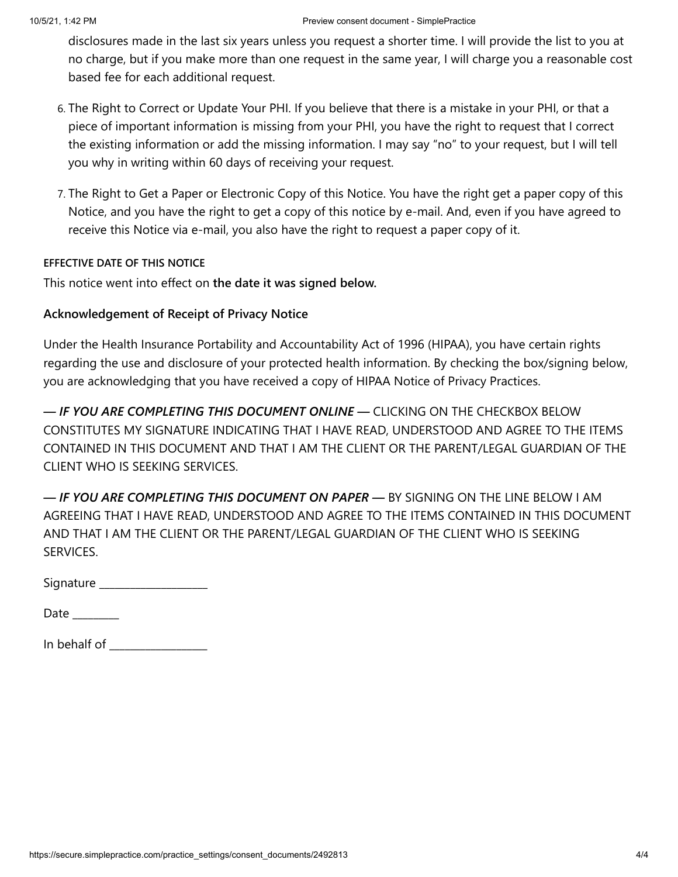disclosures made in the last six years unless you request a shorter time. I will provide the list to you at no charge, but if you make more than one request in the same year, I will charge you a reasonable cost based fee for each additional request.

6. The Right to Correct or Update Your PHI. If you believe that there is a mistake in your PHI, or that a piece of important information is missing from your PHI, you have the right to request that I correct the existing information or add the missing information. I may say "no" to your request, but I will tell you why in writing within 60 days of receiving your request.

7. The Right to Get a Paper or Electronic Copy of this Notice. You have the right get a paper copy of this Notice, and you have the right to get a copy of this notice by e-mail. And, even if you have agreed to receive this Notice via e-mail, you also have the right to request a paper copy of it.

#### EFFECTIVE DATE OF THIS NOTICE

This notice went into effect on **the date it was signed below.**

### Acknowledgement of Receipt of Privacy Notice

Under the Health Insurance Portability and Accountability Act of 1996 (HIPAA), you have certain rights regarding the use and disclosure of your protected health information. By checking the box/signing below, you are acknowledging that you have received a copy of HIPAA Notice of Privacy Practices.

***— IF YOU ARE COMPLETING THIS DOCUMENT ONLINE —*** CLICKING ON THE CHECKBOX BELOW CONSTITUTES MY SIGNATURE INDICATING THAT I HAVE READ, UNDERSTOOD AND AGREE TO THE ITEMS CONTAINED IN THIS DOCUMENT AND THAT I AM THE CLIENT OR THE PARENT/LEGAL GUARDIAN OF THE CLIENT WHO IS SEEKING SERVICES.

***— IF YOU ARE COMPLETING THIS DOCUMENT ON PAPER —*** BY SIGNING ON THE LINE BELOW I AM AGREEING THAT I HAVE READ, UNDERSTOOD AND AGREE TO THE ITEMS CONTAINED IN THIS DOCUMENT AND THAT I AM THE CLIENT OR THE PARENT/LEGAL GUARDIAN OF THE CLIENT WHO IS SEEKING SERVICES.

Signature ___________________

Date ________

In behalf of _________________